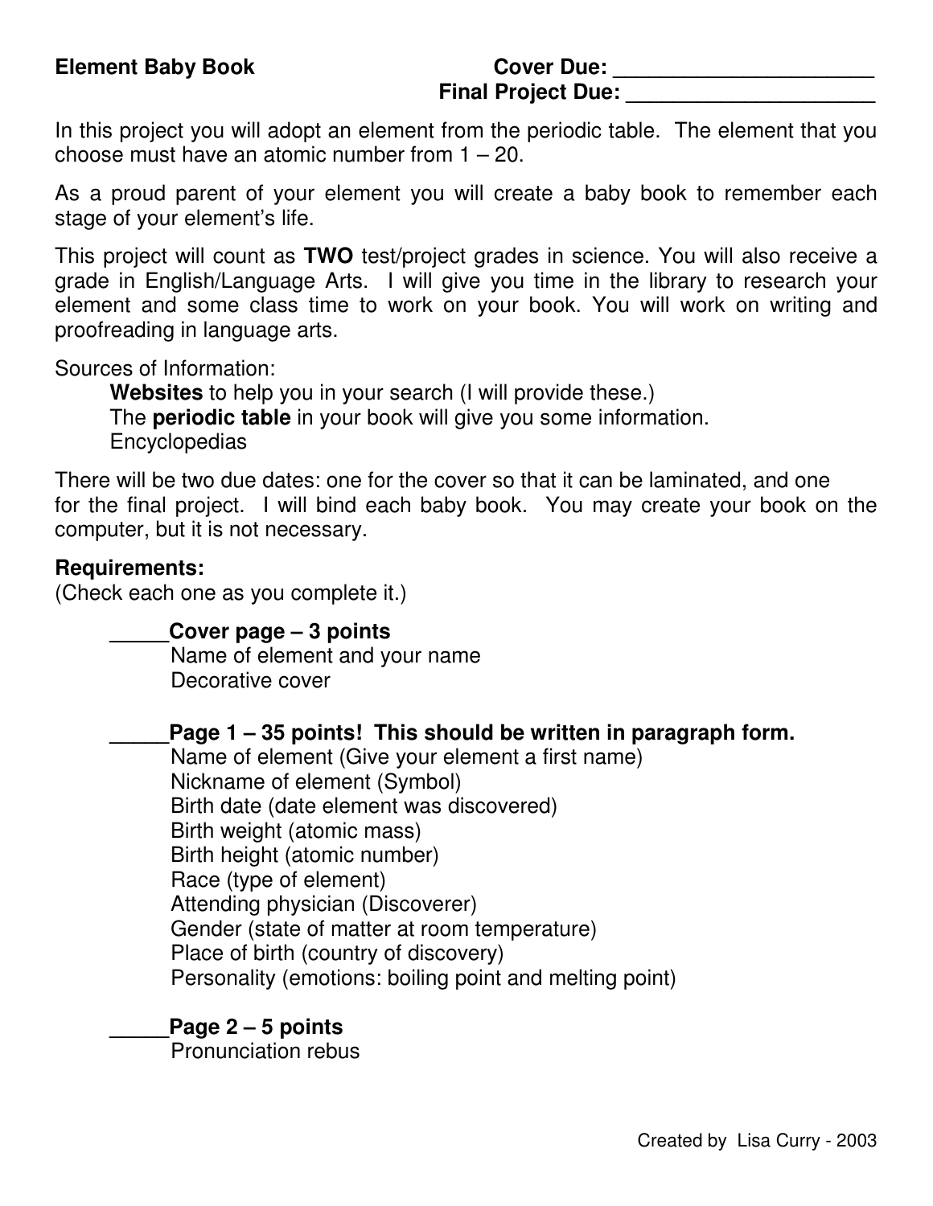**Element Baby Book**

**Cover Due: ______________________**

**Final Project Due: _____________________**

In this project you will adopt an element from the periodic table. The element that you choose must have an atomic number from 1 – 20.

As a proud parent of your element you will create a baby book to remember each stage of your element's life.

This project will count as **TWO** test/project grades in science. You will also receive a grade in English/Language Arts. I will give you time in the library to research your element and some class time to work on your book. You will work on writing and proofreading in language arts.

Sources of Information:

- **Websites** to help you in your search (I will provide these.)
- The **periodic table** in your book will give you some information.
- Encyclopedias

There will be two due dates: one for the cover so that it can be laminated, and one for the final project. I will bind each baby book. You may create your book on the computer, but it is not necessary.

**Requirements:**
(Check each one as you complete it.)

_____**Cover page – 3 points**
- Name of element and your name
- Decorative cover

_____**Page 1 – 35 points! This should be written in paragraph form.**
- Name of element (Give your element a first name)
- Nickname of element (Symbol)
- Birth date (date element was discovered)
- Birth weight (atomic mass)
- Birth height (atomic number)
- Race (type of element)
- Attending physician (Discoverer)
- Gender (state of matter at room temperature)
- Place of birth (country of discovery)
- Personality (emotions: boiling point and melting point)

_____**Page 2 – 5 points**
- Pronunciation rebus

Created by Lisa Curry - 2003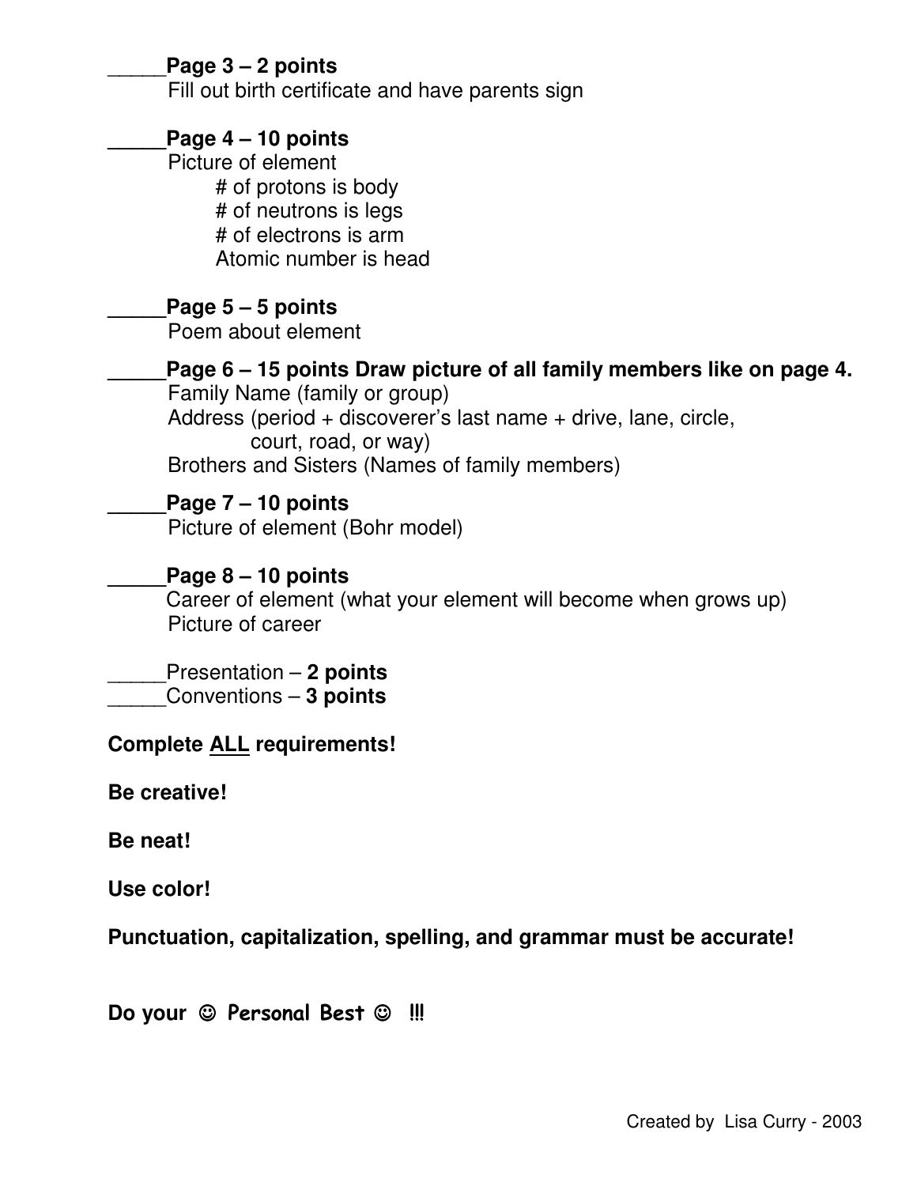_____**Page 3 – 2 points**
Fill out birth certificate and have parents sign

_____**Page 4 – 10 points**
Picture of element
- # of protons is body
- # of neutrons is legs
- # of electrons is arm
- Atomic number is head

_____**Page 5 – 5 points**
Poem about element

_____**Page 6 – 15 points Draw picture of all family members like on page 4.**
Family Name (family or group)
Address (period + discoverer's last name + drive, lane, circle, court, road, or way)
Brothers and Sisters (Names of family members)

_____**Page 7 – 10 points**
Picture of element (Bohr model)

_____**Page 8 – 10 points**
Career of element (what your element will become when grows up)
Picture of career

_____Presentation – **2 points**
_____Conventions – **3 points**

**Complete ALL requirements!**

**Be creative!**

**Be neat!**

**Use color!**

**Punctuation, capitalization, spelling, and grammar must be accurate!**

**Do your ☺ Personal Best ☺ !!!**

Created by Lisa Curry - 2003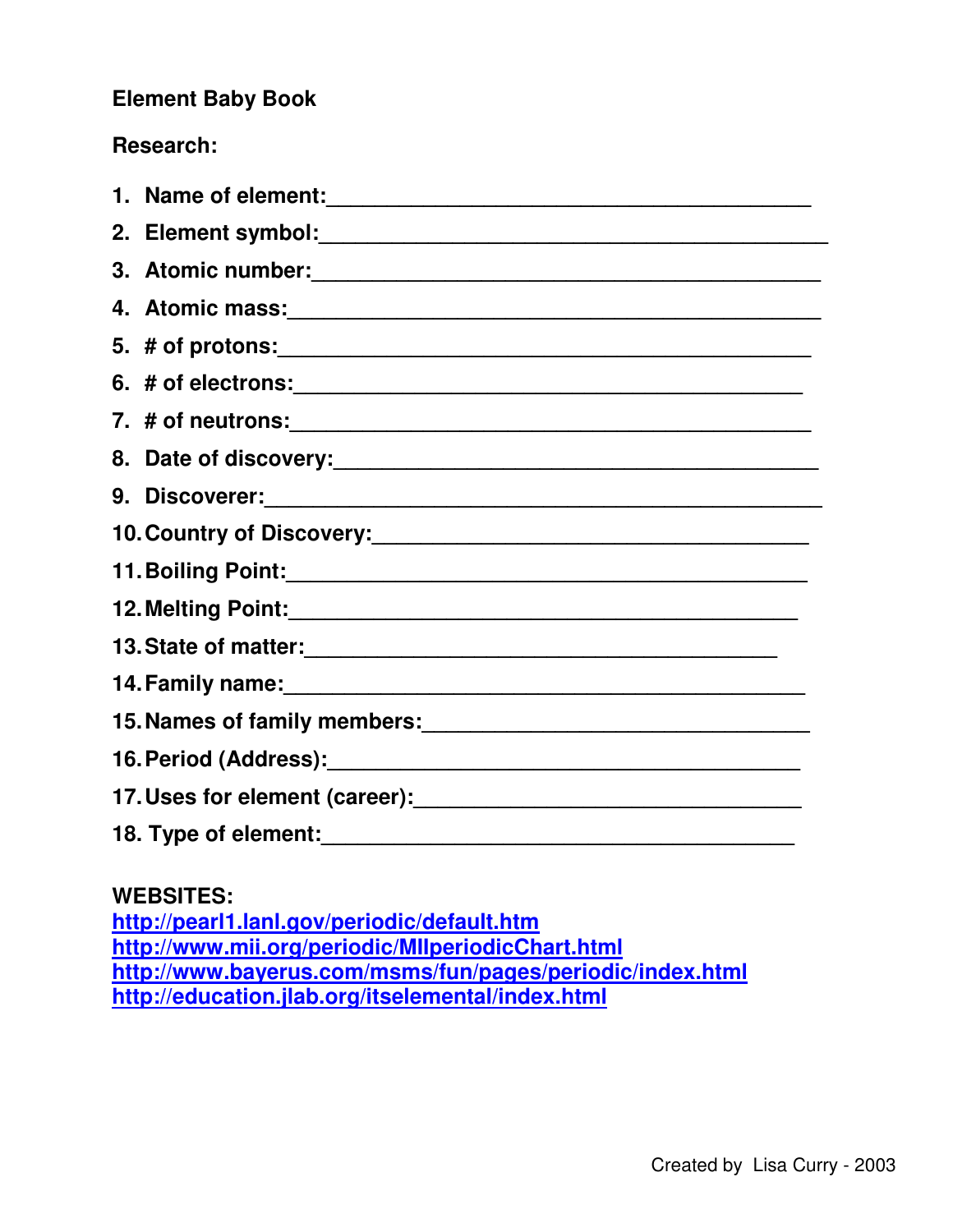**Element Baby Book**

**Research:**

1. **Name of element:**_________________________________________
2. **Element symbol:**_____________________________________________
3. **Atomic number:**_____________________________________________
4. **Atomic mass:**_______________________________________________
5. **# of protons:**_______________________________________________
6. **# of electrons:**_____________________________________________
7. **# of neutrons:**______________________________________________
8. **Date of discovery:**__________________________________________
9. **Discoverer:**_________________________________________________
10. **Country of Discovery:**_____________________________________
11. **Boiling Point:**_____________________________________________
12. **Melting Point:**____________________________________________
13. **State of matter:**__________________________________________
14. **Family name:**______________________________________________
15. **Names of family members:**__________________________________
16. **Period (Address):**__________________________________________
17. **Uses for element (career):**_________________________________
18. **Type of element:**___________________________________________

**WEBSITES:**
http://pearl1.lanl.gov/periodic/default.htm
http://www.mii.org/periodic/MIIperiodicChart.html
http://www.bayerus.com/msms/fun/pages/periodic/index.html
http://education.jlab.org/itselemental/index.html

Created by Lisa Curry - 2003